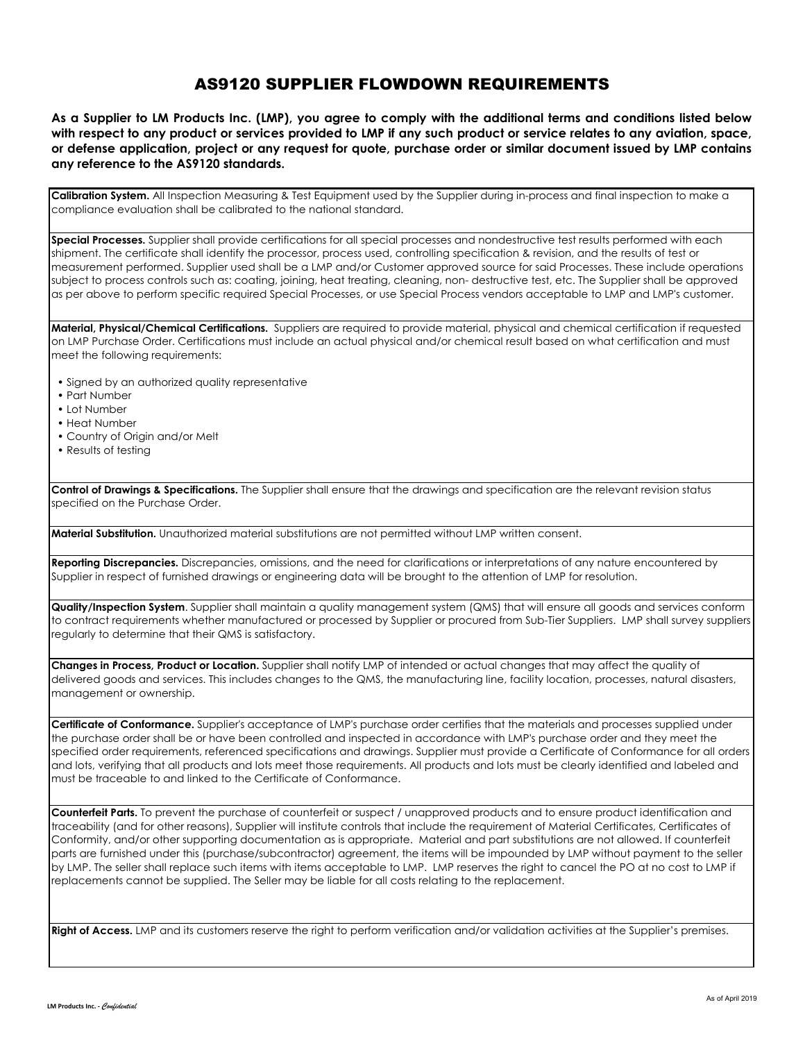# AS9120 SUPPLIER FLOWDOWN REQUIREMENTS

**As a Supplier to LM Products Inc. (LMP), you agree to comply with the additional terms and conditions listed below with respect to any product or services provided to LMP if any such product or service relates to any aviation, space, or defense application, project or any request for quote, purchase order or similar document issued by LMP contains any reference to the AS9120 standards.**

**Calibration System.** All Inspection Measuring & Test Equipment used by the Supplier during in-process and final inspection to make a compliance evaluation shall be calibrated to the national standard.

**Special Processes.** Supplier shall provide certifications for all special processes and nondestructive test results performed with each shipment. The certificate shall identify the processor, process used, controlling specification & revision, and the results of test or measurement performed. Supplier used shall be a LMP and/or Customer approved source for said Processes. These include operations subject to process controls such as: coating, joining, heat treating, cleaning, non- destructive test, etc. The Supplier shall be approved as per above to perform specific required Special Processes, or use Special Process vendors acceptable to LMP and LMP's customer.

**Material, Physical/Chemical Certifications.** Suppliers are required to provide material, physical and chemical certification if requested on LMP Purchase Order. Certifications must include an actual physical and/or chemical result based on what certification and must meet the following requirements:

- Signed by an authorized quality representative
- Part Number
- Lot Number
- Heat Number
- Country of Origin and/or Melt
- Results of testing

**Control of Drawings & Specifications.** The Supplier shall ensure that the drawings and specification are the relevant revision status specified on the Purchase Order.

**Material Substitution.** Unauthorized material substitutions are not permitted without LMP written consent.

**Reporting Discrepancies.** Discrepancies, omissions, and the need for clarifications or interpretations of any nature encountered by Supplier in respect of furnished drawings or engineering data will be brought to the attention of LMP for resolution.

**Quality/Inspection System**. Supplier shall maintain a quality management system (QMS) that will ensure all goods and services conform to contract requirements whether manufactured or processed by Supplier or procured from Sub-Tier Suppliers. LMP shall survey suppliers regularly to determine that their QMS is satisfactory.

**Changes in Process, Product or Location.** Supplier shall notify LMP of intended or actual changes that may affect the quality of delivered goods and services. This includes changes to the QMS, the manufacturing line, facility location, processes, natural disasters, management or ownership.

**Certificate of Conformance.** Supplier's acceptance of LMP's purchase order certifies that the materials and processes supplied under the purchase order shall be or have been controlled and inspected in accordance with LMP's purchase order and they meet the specified order requirements, referenced specifications and drawings. Supplier must provide a Certificate of Conformance for all orders and lots, verifying that all products and lots meet those requirements. All products and lots must be clearly identified and labeled and must be traceable to and linked to the Certificate of Conformance.

**Counterfeit Parts.** To prevent the purchase of counterfeit or suspect / unapproved products and to ensure product identification and traceability (and for other reasons), Supplier will institute controls that include the requirement of Material Certificates, Certificates of Conformity, and/or other supporting documentation as is appropriate. Material and part substitutions are not allowed. If counterfeit parts are furnished under this (purchase/subcontractor) agreement, the items will be impounded by LMP without payment to the seller by LMP. The seller shall replace such items with items acceptable to LMP. LMP reserves the right to cancel the PO at no cost to LMP if replacements cannot be supplied. The Seller may be liable for all costs relating to the replacement.

**Right of Access.** LMP and its customers reserve the right to perform verification and/or validation activities at the Supplier's premises.

As of April 2019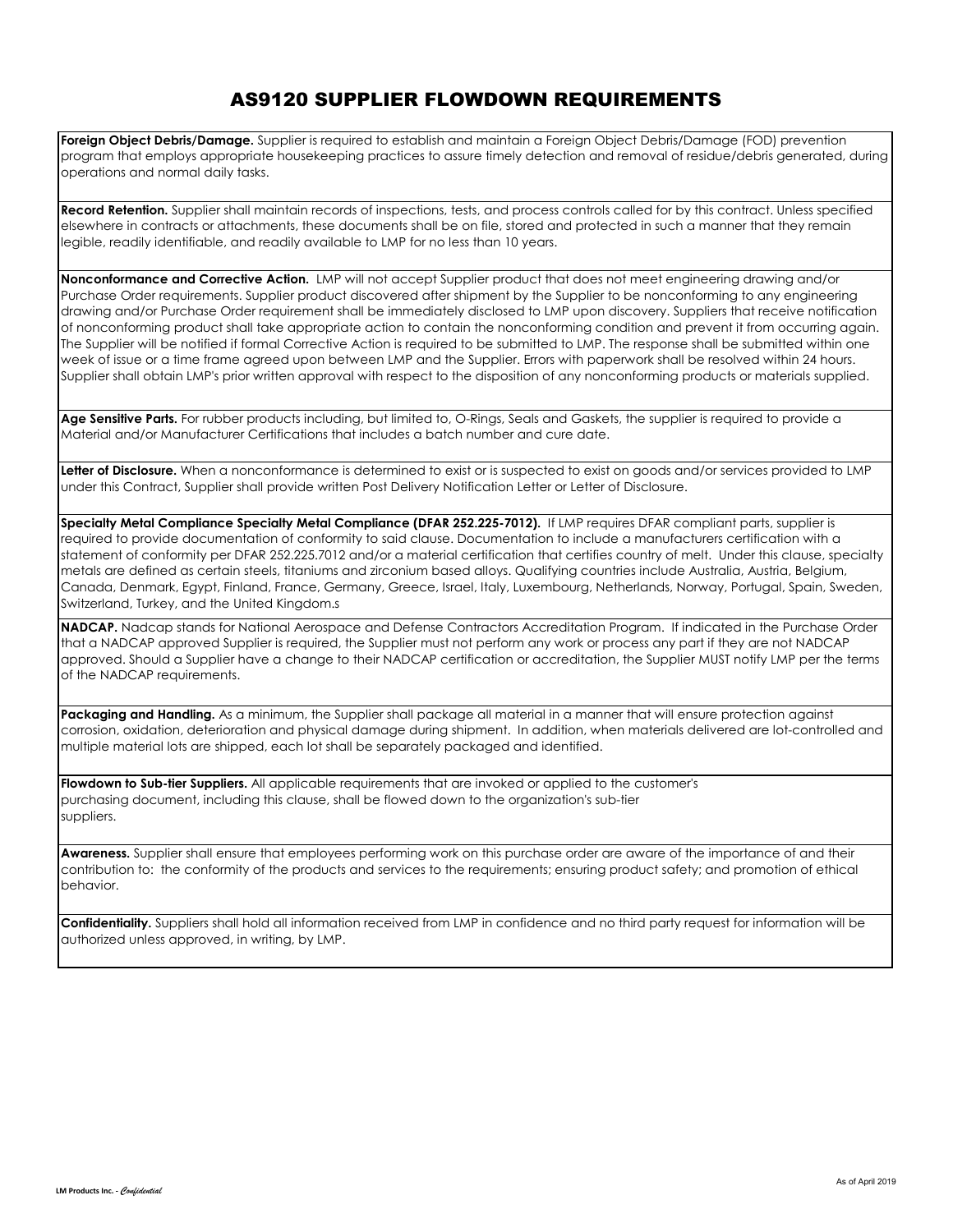# AS9120 SUPPLIER FLOWDOWN REQUIREMENTS

**Foreign Object Debris/Damage.** Supplier is required to establish and maintain a Foreign Object Debris/Damage (FOD) prevention program that employs appropriate housekeeping practices to assure timely detection and removal of residue/debris generated, during operations and normal daily tasks.

**Record Retention.** Supplier shall maintain records of inspections, tests, and process controls called for by this contract. Unless specified elsewhere in contracts or attachments, these documents shall be on file, stored and protected in such a manner that they remain legible, readily identifiable, and readily available to LMP for no less than 10 years.

**Nonconformance and Corrective Action.** LMP will not accept Supplier product that does not meet engineering drawing and/or Purchase Order requirements. Supplier product discovered after shipment by the Supplier to be nonconforming to any engineering drawing and/or Purchase Order requirement shall be immediately disclosed to LMP upon discovery. Suppliers that receive notification of nonconforming product shall take appropriate action to contain the nonconforming condition and prevent it from occurring again. The Supplier will be notified if formal Corrective Action is required to be submitted to LMP. The response shall be submitted within one week of issue or a time frame agreed upon between LMP and the Supplier. Errors with paperwork shall be resolved within 24 hours. Supplier shall obtain LMP's prior written approval with respect to the disposition of any nonconforming products or materials supplied.

**Age Sensitive Parts.** For rubber products including, but limited to, O-Rings, Seals and Gaskets, the supplier is required to provide a Material and/or Manufacturer Certifications that includes a batch number and cure date.

**Letter of Disclosure.** When a nonconformance is determined to exist or is suspected to exist on goods and/or services provided to LMP under this Contract, Supplier shall provide written Post Delivery Notification Letter or Letter of Disclosure.

**Specialty Metal Compliance Specialty Metal Compliance (DFAR 252.225-7012).** If LMP requires DFAR compliant parts, supplier is required to provide documentation of conformity to said clause. Documentation to include a manufacturers certification with a statement of conformity per DFAR 252.225.7012 and/or a material certification that certifies country of melt. Under this clause, specialty metals are defined as certain steels, titaniums and zirconium based alloys. Qualifying countries include Australia, Austria, Belgium, Canada, Denmark, Egypt, Finland, France, Germany, Greece, Israel, Italy, Luxembourg, Netherlands, Norway, Portugal, Spain, Sweden, Switzerland, Turkey, and the United Kingdom.s

**NADCAP.** Nadcap stands for National Aerospace and Defense Contractors Accreditation Program. If indicated in the Purchase Order that a NADCAP approved Supplier is required, the Supplier must not perform any work or process any part if they are not NADCAP approved. Should a Supplier have a change to their NADCAP certification or accreditation, the Supplier MUST notify LMP per the terms of the NADCAP requirements.

**Packaging and Handling.** As a minimum, the Supplier shall package all material in a manner that will ensure protection against corrosion, oxidation, deterioration and physical damage during shipment. In addition, when materials delivered are lot-controlled and multiple material lots are shipped, each lot shall be separately packaged and identified.

**Flowdown to Sub-tier Suppliers.** All applicable requirements that are invoked or applied to the customer's purchasing document, including this clause, shall be flowed down to the organization's sub-tier suppliers.

**Awareness.** Supplier shall ensure that employees performing work on this purchase order are aware of the importance of and their contribution to: the conformity of the products and services to the requirements; ensuring product safety; and promotion of ethical behavior.

**Confidentiality.** Suppliers shall hold all information received from LMP in confidence and no third party request for information will be authorized unless approved, in writing, by LMP.

LM Products Inc. - *Confidential*

As of April 2019